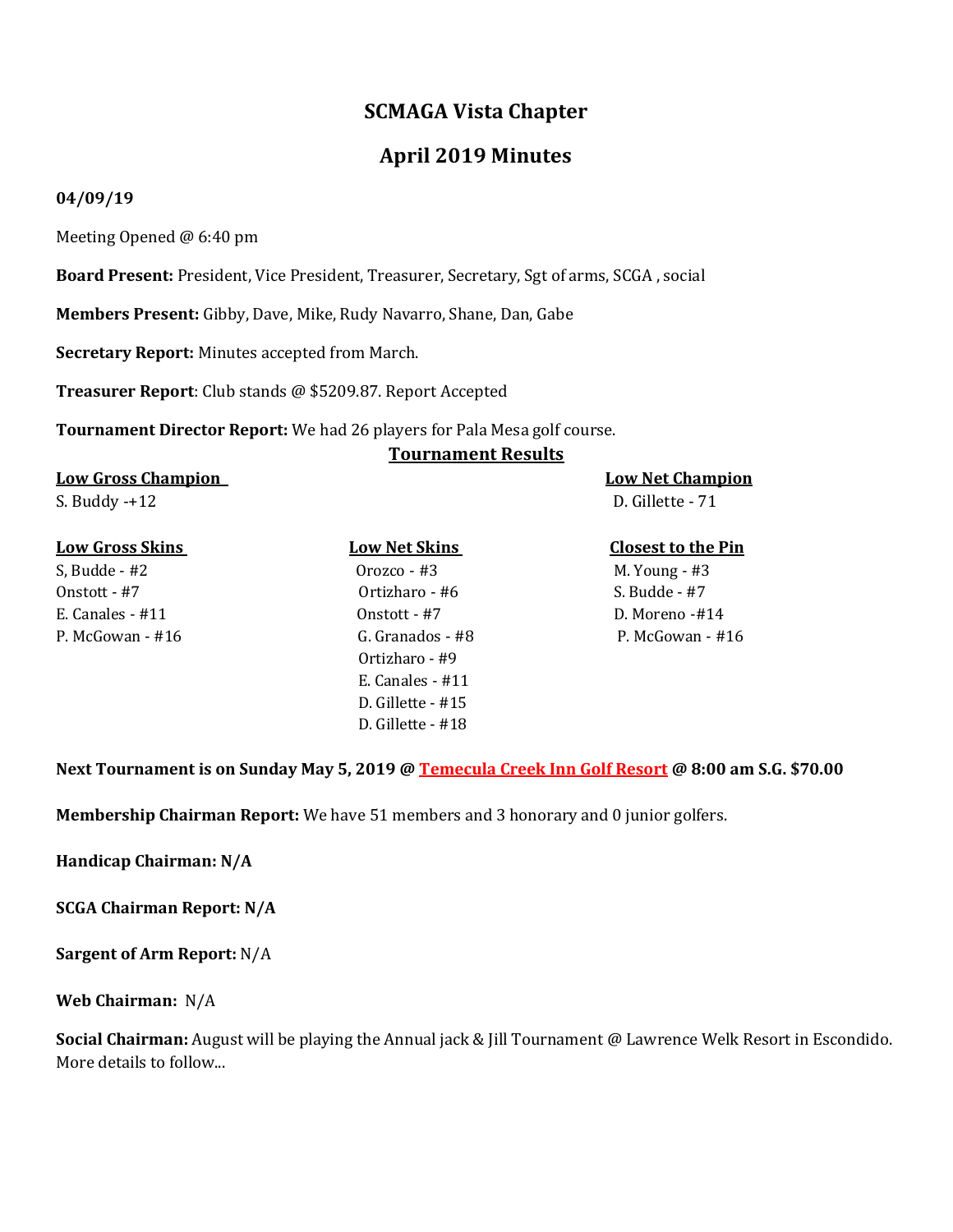# SCMAGA Vista Chapter

## April 2019 Minutes

**04/09/19**

Meeting Opened @ 6:40 pm

**Board Present:** President, Vice President, Treasurer, Secretary, Sgt of arms, SCGA , social

**Members Present:** Gibby, Dave, Mike, Rudy Navarro, Shane, Dan, Gabe

**Secretary Report:** Minutes accepted from March.

**Treasurer Report**: Club stands @ $5209.87. Report Accepted

**Tournament Director Report:** We had 26 players for Pala Mesa golf course.

**Tournament Results**

| Low Gross Champion | | Low Net Champion |
|---|---|---|
| S. Buddy -+12 | | D. Gillette - 71 |

| Low Gross Skins | Low Net Skins | Closest to the Pin |
|---|---|---|
| S, Budde - #2 | Orozco - #3 | M. Young - #3 |
| Onstott - #7 | Ortizharo - #6 | S. Budde - #7 |
| E. Canales - #11 | Onstott - #7 | D. Moreno -#14 |
| P. McGowan - #16 | G. Granados - #8 | P. McGowan - #16 |
| | Ortizharo - #9 | |
| | E. Canales - #11 | |
| | D. Gillette - #15 | |
| | D. Gillette - #18 | |

**Next Tournament is on Sunday May 5, 2019 @ Temecula Creek Inn Golf Resort @ 8:00 am S.G. $70.00**

**Membership Chairman Report:** We have 51 members and 3 honorary and 0 junior golfers.

**Handicap Chairman: N/A**

**SCGA Chairman Report: N/A**

**Sargent of Arm Report:** N/A

**Web Chairman:** N/A

**Social Chairman:** August will be playing the Annual jack & Jill Tournament @ Lawrence Welk Resort in Escondido. More details to follow...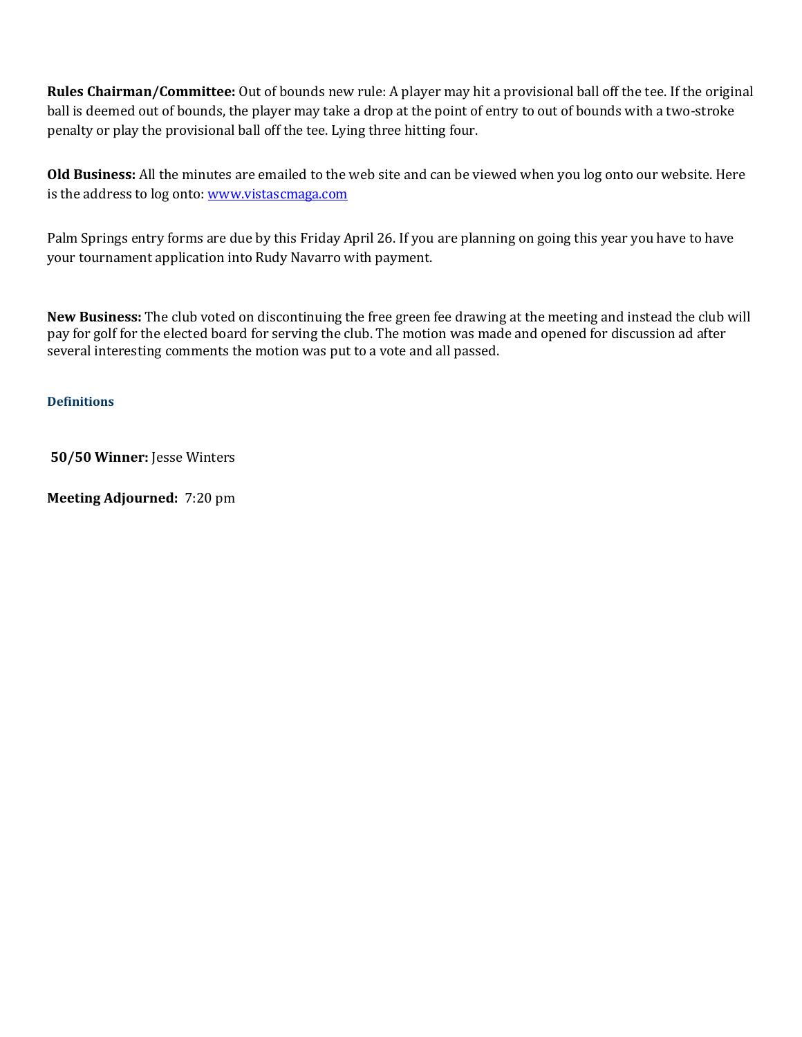**Rules Chairman/Committee:** Out of bounds new rule: A player may hit a provisional ball off the tee. If the original ball is deemed out of bounds, the player may take a drop at the point of entry to out of bounds with a two-stroke penalty or play the provisional ball off the tee. Lying three hitting four.

**Old Business:** All the minutes are emailed to the web site and can be viewed when you log onto our website. Here is the address to log onto: [www.vistascmaga.com](http://www.vistascmaga.com)

Palm Springs entry forms are due by this Friday April 26. If you are planning on going this year you have to have your tournament application into Rudy Navarro with payment.

**New Business:** The club voted on discontinuing the free green fee drawing at the meeting and instead the club will pay for golf for the elected board for serving the club. The motion was made and opened for discussion ad after several interesting comments the motion was put to a vote and all passed.

### Definitions

**50/50 Winner:** Jesse Winters

**Meeting Adjourned:** 7:20 pm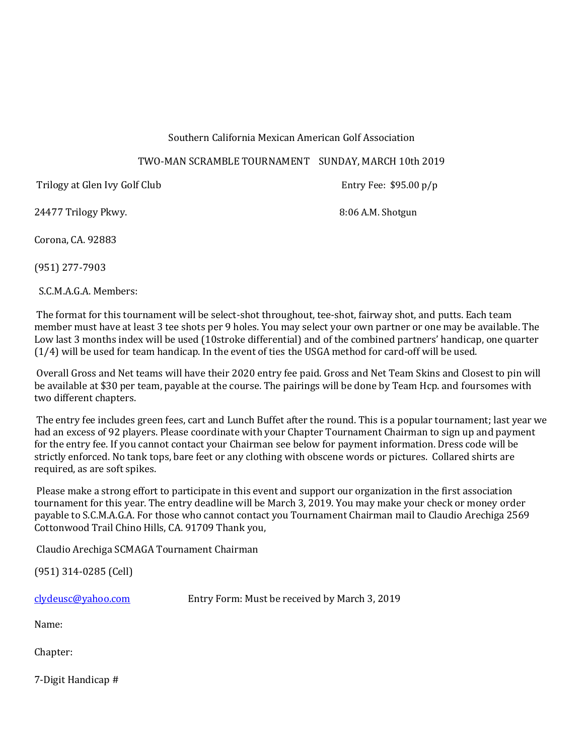Southern California Mexican American Golf Association

TWO-MAN SCRAMBLE TOURNAMENT    SUNDAY, MARCH 10th 2019

Trilogy at Glen Ivy Golf Club    Entry Fee: $95.00 p/p

24477 Trilogy Pkwy.    8:06 A.M. Shotgun

Corona, CA. 92883

(951) 277-7903

S.C.M.A.G.A. Members:

The format for this tournament will be select-shot throughout, tee-shot, fairway shot, and putts. Each team member must have at least 3 tee shots per 9 holes. You may select your own partner or one may be available. The Low last 3 months index will be used (10stroke differential) and of the combined partners' handicap, one quarter (1/4) will be used for team handicap. In the event of ties the USGA method for card-off will be used.

Overall Gross and Net teams will have their 2020 entry fee paid. Gross and Net Team Skins and Closest to pin will be available at $30 per team, payable at the course. The pairings will be done by Team Hcp. and foursomes with two different chapters.

The entry fee includes green fees, cart and Lunch Buffet after the round. This is a popular tournament; last year we had an excess of 92 players. Please coordinate with your Chapter Tournament Chairman to sign up and payment for the entry fee. If you cannot contact your Chairman see below for payment information. Dress code will be strictly enforced. No tank tops, bare feet or any clothing with obscene words or pictures. Collared shirts are required, as are soft spikes.

Please make a strong effort to participate in this event and support our organization in the first association tournament for this year. The entry deadline will be March 3, 2019. You may make your check or money order payable to S.C.M.A.G.A. For those who cannot contact you Tournament Chairman mail to Claudio Arechiga 2569 Cottonwood Trail Chino Hills, CA. 91709 Thank you,

Claudio Arechiga SCMAGA Tournament Chairman

(951) 314-0285 (Cell)

clydeusc@yahoo.com    Entry Form: Must be received by March 3, 2019

Name:

Chapter:

7-Digit Handicap #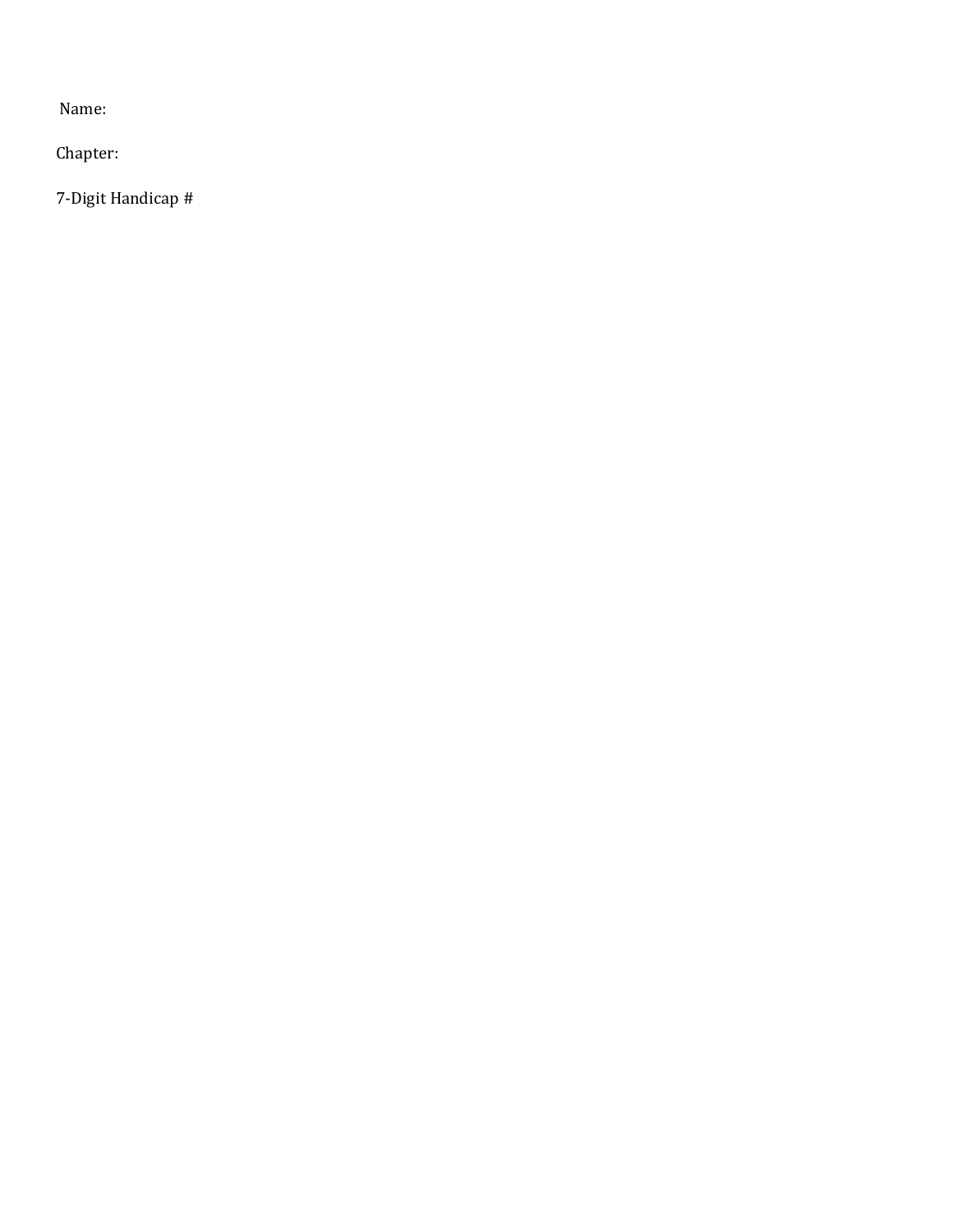Name:

Chapter:

7-Digit Handicap #